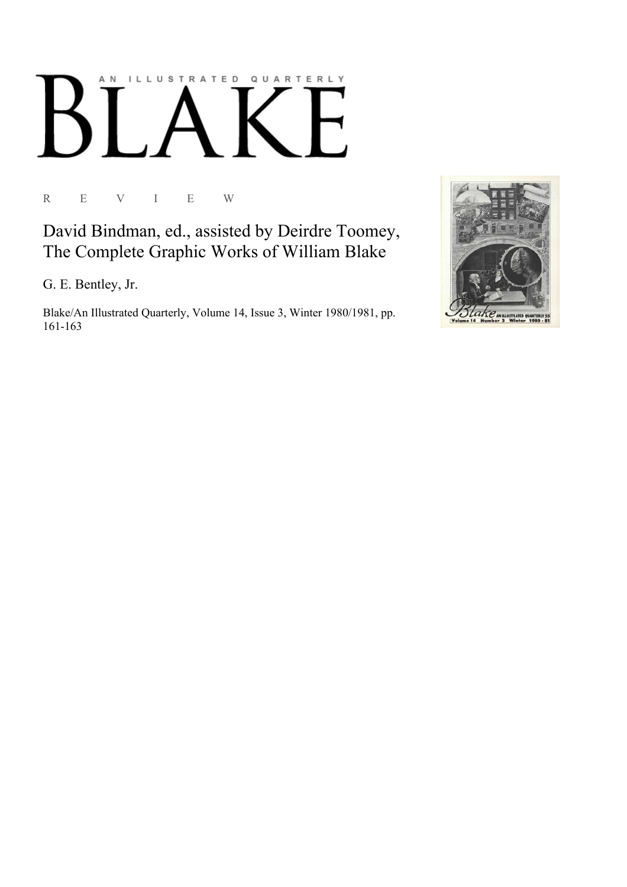AN ILLUSTRATED QUARTERLY

# BLAKE

R E V I E W

## David Bindman, ed., assisted by Deirdre Toomey, The Complete Graphic Works of William Blake

G. E. Bentley, Jr.

Blake/An Illustrated Quarterly, Volume 14, Issue 3, Winter 1980/1981, pp. 161-163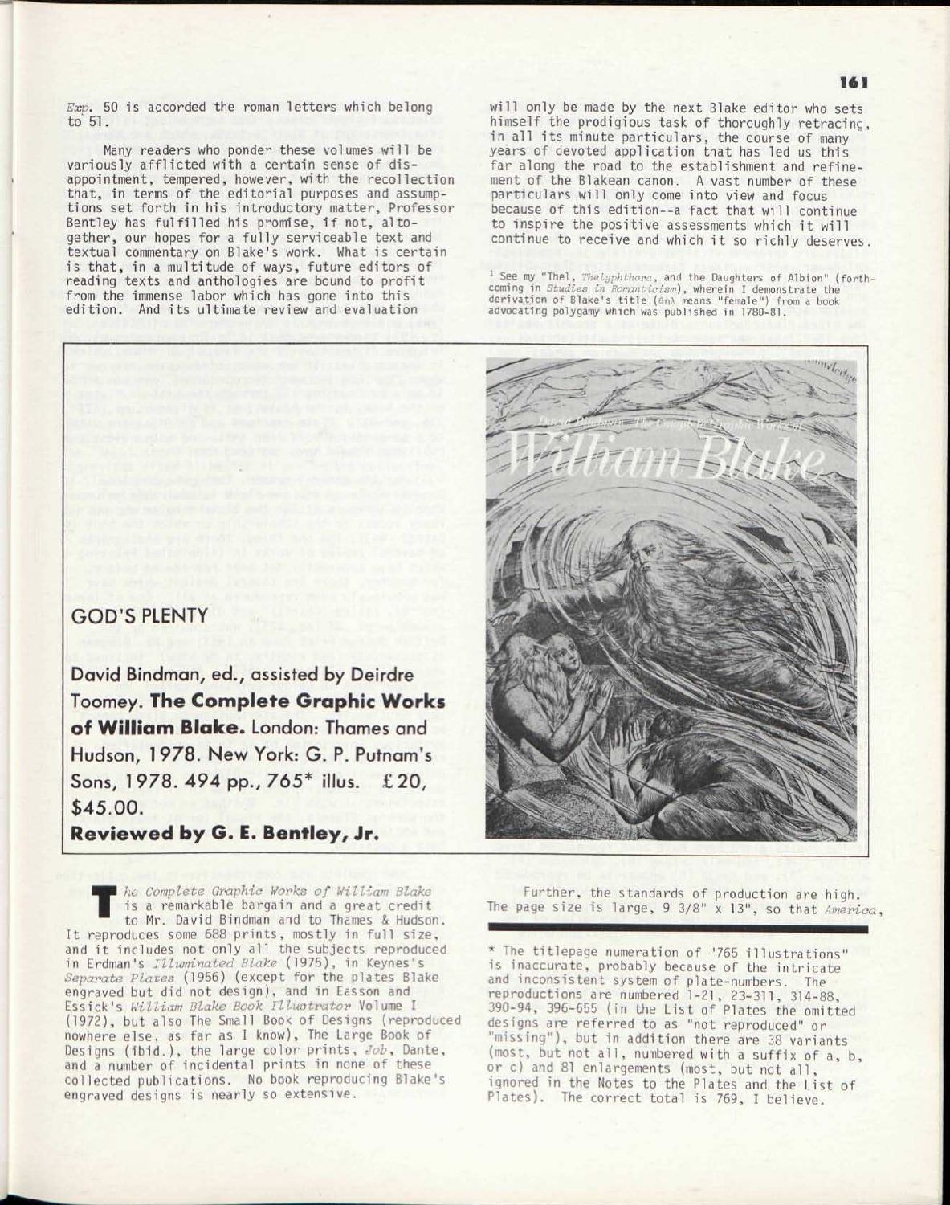*Exp*. 50 is accorded the roman letters which belong to 51.

Many readers who ponder these volumes will be variously afflicted with a certain sense of disappointment, tempered, however, with the recollection that, in terms of the editorial purposes and assumptions set forth in his introductory matter, Professor Bentley has fulfilled his promise, if not, altogether, our hopes for a fully serviceable text and textual commentary on Blake's work. What is certain is that, in a multitude of ways, future editors of reading texts and anthologies are bound to profit from the immense labor which has gone into this edition. And its ultimate review and evaluation will only be made by the next Blake editor who sets himself the prodigious task of thoroughly retracing, in all its minute particulars, the course of many years of devoted application that has led us this far along the road to the establishment and refinement of the Blakean canon. A vast number of these particulars will only come into view and focus because of this edition--a fact that will continue to inspire the positive assessments which it will continue to receive and which it so richly deserves.

[1] See my "Thel, *Thelyphthora*, and the Daughters of Albion" (forthcoming in *Studies in Romanticism*), wherein I demonstrate the derivation of Blake's title (θηλ means "female") from a book advocating polygamy which was published in 1780-81.

## GOD'S PLENTY

**David Bindman, ed., assisted by Deirdre Toomey. The Complete Graphic Works of William Blake. London: Thames and Hudson, 1978. New York: G. P. Putnam's Sons, 1978. 494 pp., 765\* illus. £20, $45.00.**

**Reviewed by G. E. Bentley, Jr.**

*The Complete Graphic Works of William Blake* is a remarkable bargain and a great credit to Mr. David Bindman and to Thames & Hudson. It reproduces some 688 prints, mostly in full size, and it includes not only all the subjects reproduced in Erdman's *Illuminated Blake* (1975), in Keynes's *Separate Plates* (1956) (except for the plates Blake engraved but did not design), and in Easson and Essick's *William Blake Book Illustrator* Volume I (1972), but also The Small Book of Designs (reproduced nowhere else, as far as I know), The Large Book of Designs (ibid.), the large color prints, *Job*, Dante, and a number of incidental prints in none of these collected publications. No book reproducing Blake's engraved designs is nearly so extensive.

Further, the standards of production are high. The page size is large, 9 3/8" x 13", so that *America*,

\* The titlepage numeration of "765 illustrations" is inaccurate, probably because of the intricate and inconsistent system of plate-numbers. The reproductions are numbered 1-21, 23-311, 314-88, 390-94, 396-655 (in the List of Plates the omitted designs are referred to as "not reproduced" or "missing"), but in addition there are 38 variants (most, but not all, numbered with a suffix of a, b, or c) and 81 enlargements (most, but not all, ignored in the Notes to the Plates and the List of Plates). The correct total is 769, I believe.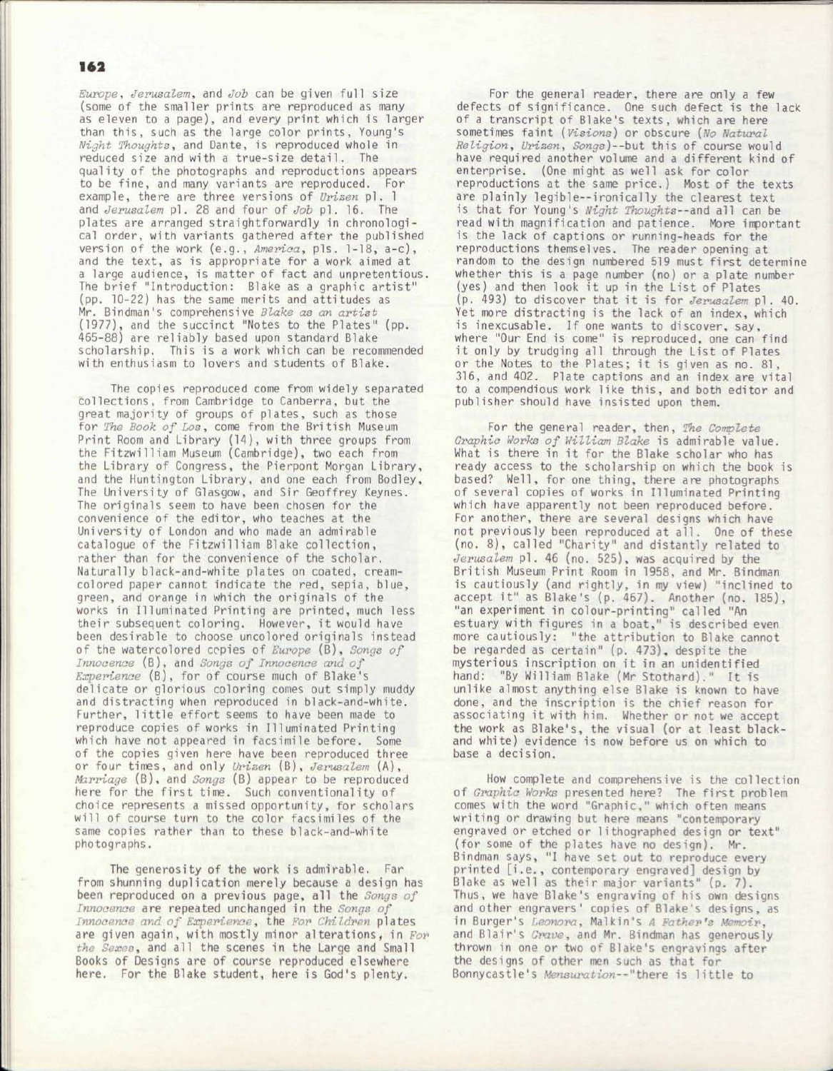*Europe*, *Jerusalem*, and *Job* can be given full size (some of the smaller prints are reproduced as many as eleven to a page), and every print which is larger than this, such as the large color prints, Young's *Night Thoughts*, and Dante, is reproduced whole in reduced size and with a true-size detail. The quality of the photographs and reproductions appears to be fine, and many variants are reproduced. For example, there are three versions of *Urizen* pl. 1 and *Jerusalem* pl. 28 and four of *Job* pl. 16. The plates are arranged straightforwardly in chronological order, with variants gathered after the published version of the work (e.g., *America*, pls. 1-18, a-c), and the text, as is appropriate for a work aimed at a large audience, is matter of fact and unpretentious. The brief "Introduction: Blake as a graphic artist" (pp. 10-22) has the same merits and attitudes as Mr. Bindman's comprehensive *Blake as an artist* (1977), and the succinct "Notes to the Plates" (pp. 465-88) are reliably based upon standard Blake scholarship. This is a work which can be recommended with enthusiasm to lovers and students of Blake.

The copies reproduced come from widely separated collections, from Cambridge to Canberra, but the great majority of groups of plates, such as those for *The Book of Los*, come from the British Museum Print Room and Library (14), with three groups from the Fitzwilliam Museum (Cambridge), two each from the Library of Congress, the Pierpont Morgan Library, and the Huntington Library, and one each from Bodley, The University of Glasgow, and Sir Geoffrey Keynes. The originals seem to have been chosen for the convenience of the editor, who teaches at the University of London and who made an admirable catalogue of the Fitzwilliam Blake collection, rather than for the convenience of the scholar. Naturally black-and-white plates on coated, cream-colored paper cannot indicate the red, sepia, blue, green, and orange in which the originals of the works in Illuminated Printing are printed, much less their subsequent coloring. However, it would have been desirable to choose uncolored originals instead of the watercolored copies of *Europe* (B), *Songs of Innocence* (B), and *Songs of Innocence and of Experience* (B), for of course much of Blake's delicate or glorious coloring comes out simply muddy and distracting when reproduced in black-and-white. Further, little effort seems to have been made to reproduce copies of works in Illuminated Printing which have not appeared in facsimile before. Some of the copies given here have been reproduced three or four times, and only *Urizen* (B), *Jerusalem* (A), *Marriage* (B), and *Songs* (B) appear to be reproduced here for the first time. Such conventionality of choice represents a missed opportunity, for scholars will of course turn to the color facsimiles of the same copies rather than to these black-and-white photographs.

The generosity of the work is admirable. Far from shunning duplication merely because a design has been reproduced on a previous page, all the *Songs of Innocence* are repeated unchanged in the *Songs of Innocence and of Experience*, the *For Children* plates are given again, with mostly minor alterations, in *For the Sexes*, and all the scenes in the Large and Small Books of Designs are of course reproduced elsewhere here. For the Blake student, here is God's plenty.

For the general reader, there are only a few defects of significance. One such defect is the lack of a transcript of Blake's texts, which are here sometimes faint (*Visions*) or obscure (*No Natural Religion*, *Urizen*, *Songs*)--but this of course would have required another volume and a different kind of enterprise. (One might as well ask for color reproductions at the same price.) Most of the texts are plainly legible--ironically the clearest text is that for Young's *Night Thoughts*--and all can be read with magnification and patience. More important is the lack of captions or running-heads for the reproductions themselves. The reader opening at random to the design numbered 519 must first determine whether this is a page number (no) or a plate number (yes) and then look it up in the List of Plates (p. 493) to discover that it is for *Jerusalem* pl. 40. Yet more distracting is the lack of an index, which is inexcusable. If one wants to discover, say, where "Our End is come" is reproduced, one can find it only by trudging all through the List of Plates or the Notes to the Plates; it is given as no. 81, 316, and 402. Plate captions and an index are vital to a compendious work like this, and both editor and publisher should have insisted upon them.

For the general reader, then, *The Complete Graphic Works of William Blake* is admirable value. What is there in it for the Blake scholar who has ready access to the scholarship on which the book is based? Well, for one thing, there are photographs of several copies of works in Illuminated Printing which have apparently not been reproduced before. For another, there are several designs which have not previously been reproduced at all. One of these (no. 8), called "Charity" and distantly related to *Jerusalem* pl. 46 (no. 525), was acquired by the British Museum Print Room in 1958, and Mr. Bindman is cautiously (and rightly, in my view) "inclined to accept it" as Blake's (p. 467). Another (no. 185), "an experiment in colour-printing" called "An estuary with figures in a boat," is described even more cautiously: "the attribution to Blake cannot be regarded as certain" (p. 473), despite the mysterious inscription on it in an unidentified hand: "By William Blake (Mr Stothard)." It is unlike almost anything else Blake is known to have done, and the inscription is the chief reason for associating it with him. Whether or not we accept the work as Blake's, the visual (or at least black-and white) evidence is now before us on which to base a decision.

How complete and comprehensive is the collection of *Graphic Works* presented here? The first problem comes with the word "Graphic," which often means writing or drawing but here means "contemporary engraved or etched or lithographed design or text" (for some of the plates have no design). Mr. Bindman says, "I have set out to reproduce every printed [i.e., contemporary engraved] design by Blake as well as their major variants" (p. 7). Thus, we have Blake's engraving of his own designs and other engravers' copies of Blake's designs, as in Burger's *Leonora*, Malkin's *A Father's Memoir*, and Blair's *Grave*, and Mr. Bindman has generously thrown in one or two of Blake's engravings after the designs of other men such as that for Bonnycastle's *Mensuration*--"there is little to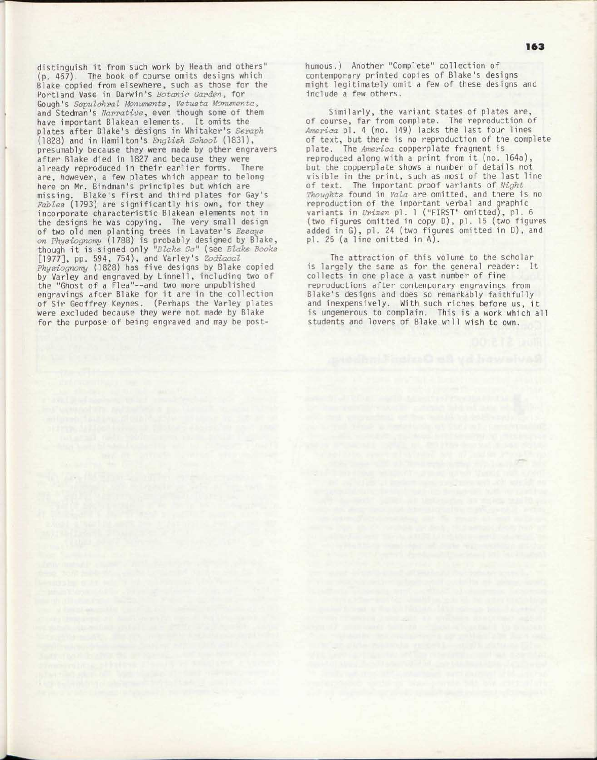distinguish it from such work by Heath and others" (p. 467). The book of course omits designs which Blake copied from elsewhere, such as those for the Portland Vase in Darwin's *Botanic Garden*, for Gough's *Sepulchral Monuments*, *Vetusta Monumenta*, and Stedman's *Narrative*, even though some of them have important Blakean elements. It omits the plates after Blake's designs in Whitaker's *Seraph* (1828) and in Hamilton's *English School* (1831), presumably because they were made by other engravers after Blake died in 1827 and because they were already reproduced in their earlier forms. There are, however, a few plates which appear to belong here on Mr. Bindman's principles but which are missing. Blake's first and third plates for Gay's *Fables* (1793) are significantly his own, for they incorporate characteristic Blakean elements not in the designs he was copying. The very small design of two old men planting trees in Lavater's *Essays on Physiognomy* (1788) is probably designed by Blake, though it is signed only "*Blake Sc*" (see *Blake Books* [1977], pp. 594, 754), and Varley's *Zodiacal Physiognomy* (1828) has five designs by Blake copied by Varley and engraved by Linnell, including two of the "Ghost of a Flea"--and two more unpublished engravings after Blake for it are in the collection of Sir Geoffrey Keynes. (Perhaps the Varley plates were excluded because they were not made by Blake for the purpose of being engraved and may be posthumous.) Another "Complete" collection of contemporary printed copies of Blake's designs might legitimately omit a few of these designs and include a few others.

Similarly, the variant states of plates are, of course, far from complete. The reproduction of *America* pl. 4 (no. 149) lacks the last four lines of text, but there is no reproduction of the complete plate. The *America* copperplate fragment is reproduced along with a print from it (no. 164a), but the copperplate shows a number of details not visible in the print, such as most of the last line of text. The important proof variants of *Night Thoughts* found in *Vala* are omitted, and there is no reproduction of the important verbal and graphic variants in *Urizen* pl. 1 ("FIRST" omitted), pl. 6 (two figures omitted in copy D), pl. 15 (two figures added in G), pl. 24 (two figures omitted in D), and pl. 25 (a line omitted in A).

The attraction of this volume to the scholar is largely the same as for the general reader: It collects in one place a vast number of fine reproductions after contemporary engravings from Blake's designs and does so remarkably faithfully and inexpensively. With such riches before us, it is ungenerous to complain. This is a work which all students and lovers of Blake will wish to own.